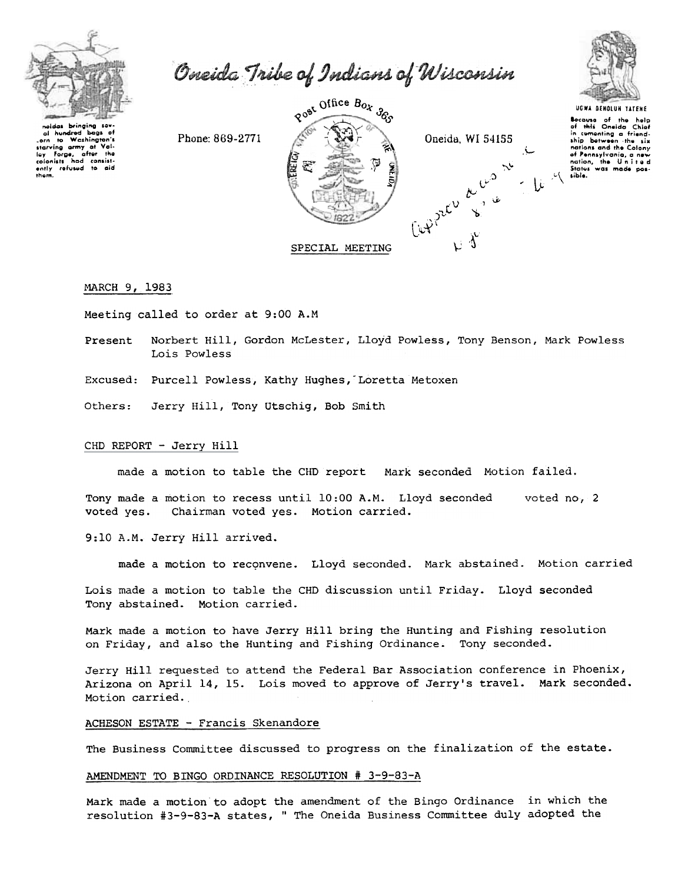# Oneida Tribe of Indians of Wisconsin

Oneidas bringing several hundred bags of corn to Washington's starving army at Valley Forge, after the colonists had consistently refused to aid them.

Phone: 869-2771

Post Office Box 365

Oneida, WI 54155

UGWA DEHOLUH YATEHE

Because of the help of this Oneida Chief in cementing a friendship between the six nations and the Colony of Pennsylvania, a new nation, the United States was made possible.

Approved as read

SPECIAL MEETING

MARCH 9, 1983

Meeting called to order at 9:00 A.M

Present: Norbert Hill, Gordon McLester, Lloyd Powless, Tony Benson, Mark Powless Lois Powless

Excused: Purcell Powless, Kathy Hughes, Loretta Metoxen

Others: Jerry Hill, Tony Utschig, Bob Smith

CHD REPORT - Jerry Hill

made a motion to table the CHD report Mark seconded Motion failed.

Tony made a motion to recess until 10:00 A.M. Lloyd seconded voted no, 2 voted yes. Chairman voted yes. Motion carried.

9:10 A.M. Jerry Hill arrived.

made a motion to reconvene. Lloyd seconded. Mark abstained. Motion carried

Lois made a motion to table the CHD discussion until Friday. Lloyd seconded Tony abstained. Motion carried.

Mark made a motion to have Jerry Hill bring the Hunting and Fishing resolution on Friday, and also the Hunting and Fishing Ordinance. Tony seconded.

Jerry Hill requested to attend the Federal Bar Association conference in Phoenix, Arizona on April 14, 15. Lois moved to approve of Jerry's travel. Mark seconded. Motion carried.

ACHESON ESTATE - Francis Skenandore

The Business Committee discussed to progress on the finalization of the estate.

AMENDMENT TO BINGO ORDINANCE RESOLUTION # 3-9-83-A

Mark made a motion to adopt the amendment of the Bingo Ordinance in which the resolution #3-9-83-A states, " The Oneida Business Committee duly adopted the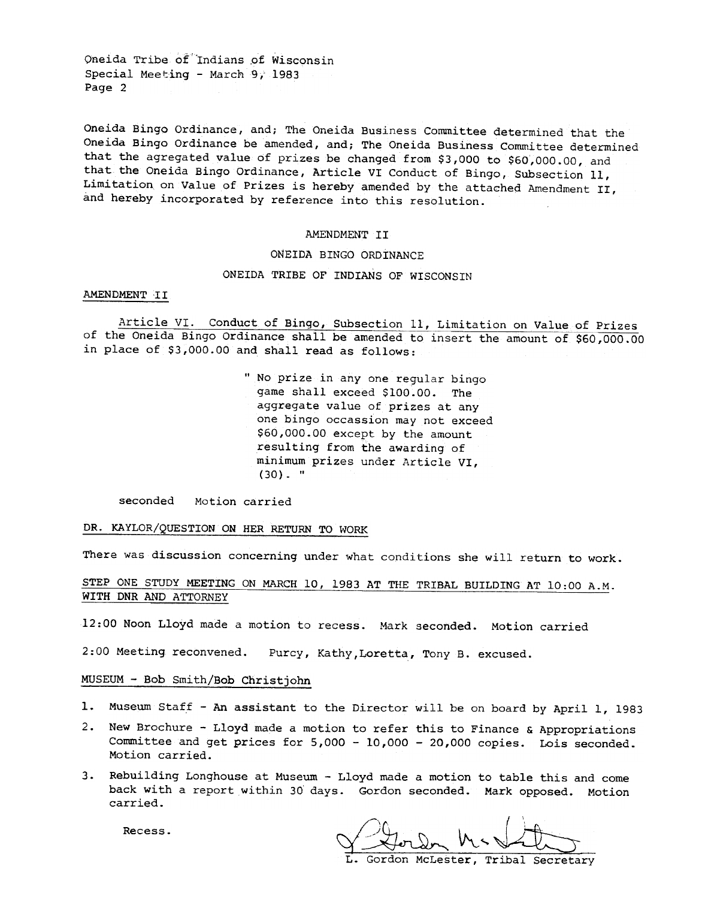Oneida Bingo Ordinance, and; The Oneida Business Committee determined that the Oneida Bingo Ordinance be amended, and; The Oneida Business Committee determined that the agregated value of prizes be changed from $3,000 to $60,000.00, and that the Oneida Bingo Ordinance, Article VI Conduct of Bingo, Subsection 11, Limitation on Value of Prizes is hereby amended by the attached Amendment II, and hereby incorporated by reference into this resolution.

AMENDMENT II

ONEIDA BINGO ORDINANCE

ONEIDA TRIBE OF INDIANS OF WISCONSIN

AMENDMENT II

Article VI. Conduct of Bingo, Subsection 11, Limitation on Value of Prizes of the Oneida Bingo Ordinance shall be amended to insert the amount of $60,000.00 in place of $3,000.00 and shall read as follows:

> " No prize in any one regular bingo game shall exceed $100.00. The aggregate value of prizes at any one bingo occassion may not exceed $60,000.00 except by the amount resulting from the awarding of minimum prizes under Article VI, (30). "

seconded Motion carried

DR. KAYLOR/QUESTION ON HER RETURN TO WORK

There was discussion concerning under what conditions she will return to work.

STEP ONE STUDY MEETING ON MARCH 10, 1983 AT THE TRIBAL BUILDING AT 10:00 A.M. WITH DNR AND ATTORNEY

12:00 Noon Lloyd made a motion to recess. Mark seconded. Motion carried

2:00 Meeting reconvened. Purcy, Kathy, Loretta, Tony B. excused.

MUSEUM - Bob Smith/Bob Christjohn

1. Museum Staff - An assistant to the Director will be on board by April 1, 1983
2. New Brochure - Lloyd made a motion to refer this to Finance & Appropriations Committee and get prices for 5,000 - 10,000 - 20,000 copies. Lois seconded. Motion carried.
3. Rebuilding Longhouse at Museum - Lloyd made a motion to table this and come back with a report within 30 days. Gordon seconded. Mark opposed. Motion carried.

Recess.

L. Gordon McLester, Tribal Secretary